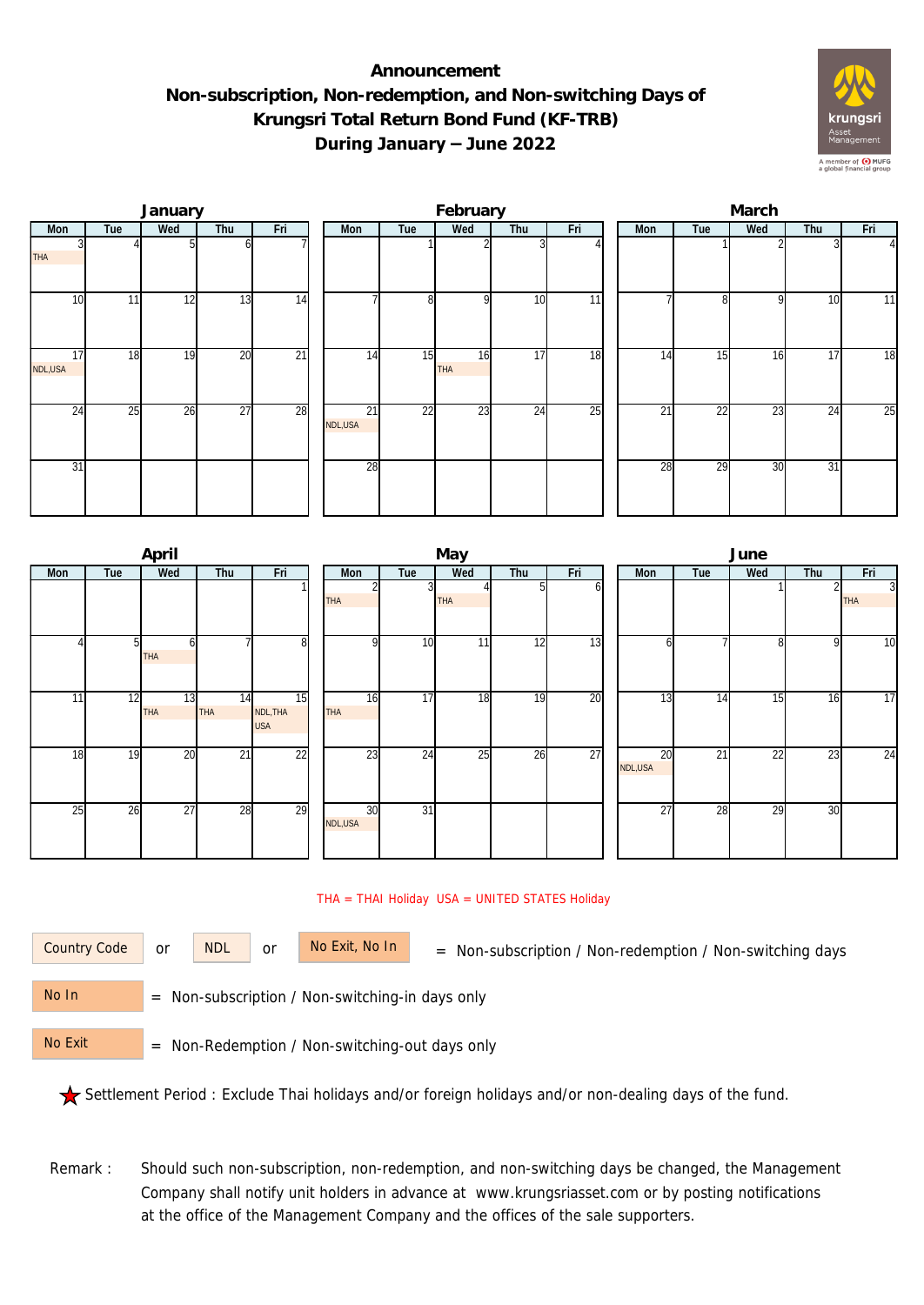# Announcement
# Non-subscription, Non-redemption, and Non-switching Days of Krungsri Total Return Bond Fund (KF-TRB)
# During January – June 2022

### January

| Mon | Tue | Wed | Thu | Fri |
|---|---|---|---|---|
| 3 THA | 4 | 5 | 6 | 7 |
| 10 | 11 | 12 | 13 | 14 |
| 17 NDL,USA | 18 | 19 | 20 | 21 |
| 24 | 25 | 26 | 27 | 28 |
| 31 | | | | |

### February

| Mon | Tue | Wed | Thu | Fri |
|---|---|---|---|---|
| | 1 | 2 | 3 | 4 |
| 7 | 8 | 9 | 10 | 11 |
| 14 | 15 | 16 THA | 17 | 18 |
| 21 NDL,USA | 22 | 23 | 24 | 25 |
| 28 | | | | |

### March

| Mon | Tue | Wed | Thu | Fri |
|---|---|---|---|---|
| | 1 | 2 | 3 | 4 |
| 7 | 8 | 9 | 10 | 11 |
| 14 | 15 | 16 | 17 | 18 |
| 21 | 22 | 23 | 24 | 25 |
| 28 | 29 | 30 | 31 | |

### April

| Mon | Tue | Wed | Thu | Fri |
|---|---|---|---|---|
| | | | | 1 |
| 4 | 5 | 6 THA | 7 | 8 |
| 11 | 12 | 13 THA | 14 THA | 15 NDL,THA USA |
| 18 | 19 | 20 | 21 | 22 |
| 25 | 26 | 27 | 28 | 29 |

### May

| Mon | Tue | Wed | Thu | Fri |
|---|---|---|---|---|
| 2 THA | 3 | 4 THA | 5 | 6 |
| 9 | 10 | 11 | 12 | 13 |
| 16 THA | 17 | 18 | 19 | 20 |
| 23 | 24 | 25 | 26 | 27 |
| 30 NDL,USA | 31 | | | |

### June

| Mon | Tue | Wed | Thu | Fri |
|---|---|---|---|---|
| | | 1 | 2 | 3 THA |
| 6 | 7 | 8 | 9 | 10 |
| 13 | 14 | 15 | 16 | 17 |
| 20 NDL,USA | 21 | 22 | 23 | 24 |
| 27 | 28 | 29 | 30 | |

THA = THAI Holiday USA = UNITED STATES Holiday

Country Code or NDL or No Exit, No In = Non-subscription / Non-redemption / Non-switching days

No In = Non-subscription / Non-switching-in days only

No Exit = Non-Redemption / Non-switching-out days only

★ Settlement Period : Exclude Thai holidays and/or foreign holidays and/or non-dealing days of the fund.

Remark : Should such non-subscription, non-redemption, and non-switching days be changed, the Management Company shall notify unit holders in advance at www.krungsriasset.com or by posting notifications at the office of the Management Company and the offices of the sale supporters.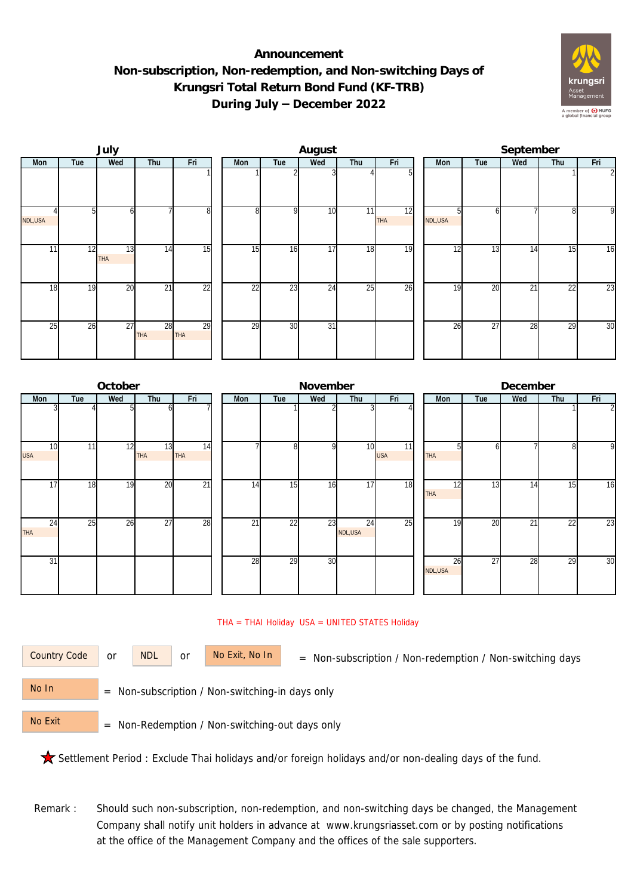# Announcement
# Non-subscription, Non-redemption, and Non-switching Days of Krungsri Total Return Bond Fund (KF-TRB) During July – December 2022

### July

| Mon | Tue | Wed | Thu | Fri |
|---|---|---|---|---|
| | | | | 1 |
| 4 NDL,USA | 5 | 6 | 7 | 8 |
| 11 | 12 | 13 THA | 14 | 15 |
| 18 | 19 | 20 | 21 | 22 |
| 25 | 26 | 27 | 28 THA | 29 THA |

### August

| Mon | Tue | Wed | Thu | Fri |
|---|---|---|---|---|
| 1 | 2 | 3 | 4 | 5 |
| 8 | 9 | 10 | 11 | 12 THA |
| 15 | 16 | 17 | 18 | 19 |
| 22 | 23 | 24 | 25 | 26 |
| 29 | 30 | 31 | | |

### September

| Mon | Tue | Wed | Thu | Fri |
|---|---|---|---|---|
| | | | 1 | 2 |
| 5 NDL,USA | 6 | 7 | 8 | 9 |
| 12 | 13 | 14 | 15 | 16 |
| 19 | 20 | 21 | 22 | 23 |
| 26 | 27 | 28 | 29 | 30 |

### October

| Mon | Tue | Wed | Thu | Fri |
|---|---|---|---|---|
| 3 | 4 | 5 | 6 | 7 |
| 10 USA | 11 | 12 | 13 THA | 14 THA |
| 17 | 18 | 19 | 20 | 21 |
| 24 THA | 25 | 26 | 27 | 28 |
| 31 | | | | |

### November

| Mon | Tue | Wed | Thu | Fri |
|---|---|---|---|---|
| | 1 | 2 | 3 | 4 |
| 7 | 8 | 9 | 10 | 11 USA |
| 14 | 15 | 16 | 17 | 18 |
| 21 | 22 | 23 | 24 NDL,USA | 25 |
| 28 | 29 | 30 | | |

### December

| Mon | Tue | Wed | Thu | Fri |
|---|---|---|---|---|
| | | | 1 | 2 |
| 5 THA | 6 | 7 | 8 | 9 |
| 12 THA | 13 | 14 | 15 | 16 |
| 19 | 20 | 21 | 22 | 23 |
| 26 NDL,USA | 27 | 28 | 29 | 30 |

THA = THAI Holiday USA = UNITED STATES Holiday

Country Code or NDL or No Exit, No In = Non-subscription / Non-redemption / Non-switching days

No In = Non-subscription / Non-switching-in days only

No Exit = Non-Redemption / Non-switching-out days only

★ Settlement Period : Exclude Thai holidays and/or foreign holidays and/or non-dealing days of the fund.

Remark : Should such non-subscription, non-redemption, and non-switching days be changed, the Management Company shall notify unit holders in advance at www.krungsriasset.com or by posting notifications at the office of the Management Company and the offices of the sale supporters.